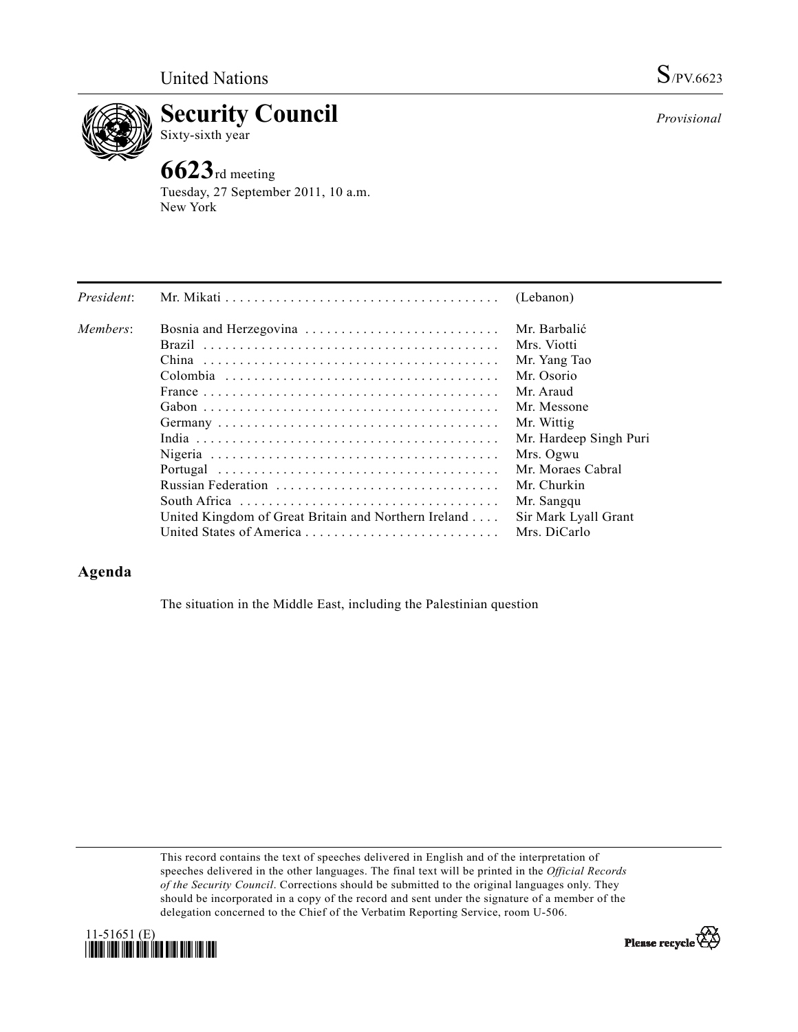United Nations S/PV.6623

# Security Council

Sixty-sixth year

*Provisional*

## 6623rd meeting

Tuesday, 27 September 2011, 10 a.m.
New York

| | | |
|---|---|---|
| *President*: | Mr. Mikati | (Lebanon) |
| *Members*: | Bosnia and Herzegovina | Mr. Barbalić |
| | Brazil | Mrs. Viotti |
| | China | Mr. Yang Tao |
| | Colombia | Mr. Osorio |
| | France | Mr. Araud |
| | Gabon | Mr. Messone |
| | Germany | Mr. Wittig |
| | India | Mr. Hardeep Singh Puri |
| | Nigeria | Mrs. Ogwu |
| | Portugal | Mr. Moraes Cabral |
| | Russian Federation | Mr. Churkin |
| | South Africa | Mr. Sangqu |
| | United Kingdom of Great Britain and Northern Ireland | Sir Mark Lyall Grant |
| | United States of America | Mrs. DiCarlo |

## Agenda

The situation in the Middle East, including the Palestinian question

This record contains the text of speeches delivered in English and of the interpretation of speeches delivered in the other languages. The final text will be printed in the *Official Records of the Security Council*. Corrections should be submitted to the original languages only. They should be incorporated in a copy of the record and sent under the signature of a member of the delegation concerned to the Chief of the Verbatim Reporting Service, room U-506.

11-51651 (E)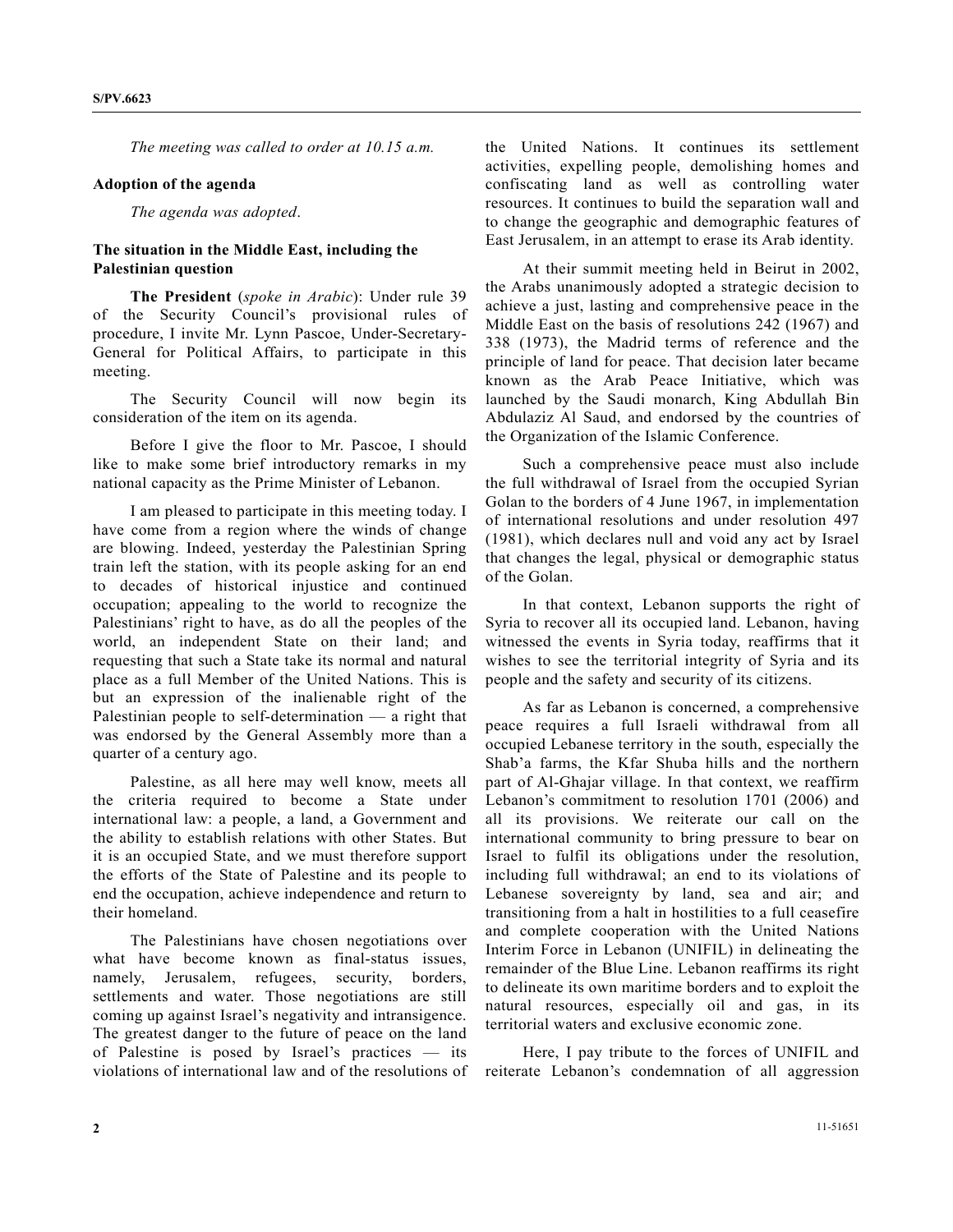*The meeting was called to order at 10.15 a.m.*

**Adoption of the agenda**

*The agenda was adopted*.

**The situation in the Middle East, including the Palestinian question**

**The President** (*spoke in Arabic*): Under rule 39 of the Security Council's provisional rules of procedure, I invite Mr. Lynn Pascoe, Under-Secretary-General for Political Affairs, to participate in this meeting.

The Security Council will now begin its consideration of the item on its agenda.

Before I give the floor to Mr. Pascoe, I should like to make some brief introductory remarks in my national capacity as the Prime Minister of Lebanon.

I am pleased to participate in this meeting today. I have come from a region where the winds of change are blowing. Indeed, yesterday the Palestinian Spring train left the station, with its people asking for an end to decades of historical injustice and continued occupation; appealing to the world to recognize the Palestinians' right to have, as do all the peoples of the world, an independent State on their land; and requesting that such a State take its normal and natural place as a full Member of the United Nations. This is but an expression of the inalienable right of the Palestinian people to self-determination — a right that was endorsed by the General Assembly more than a quarter of a century ago.

Palestine, as all here may well know, meets all the criteria required to become a State under international law: a people, a land, a Government and the ability to establish relations with other States. But it is an occupied State, and we must therefore support the efforts of the State of Palestine and its people to end the occupation, achieve independence and return to their homeland.

The Palestinians have chosen negotiations over what have become known as final-status issues, namely, Jerusalem, refugees, security, borders, settlements and water. Those negotiations are still coming up against Israel's negativity and intransigence. The greatest danger to the future of peace on the land of Palestine is posed by Israel's practices — its violations of international law and of the resolutions of the United Nations. It continues its settlement activities, expelling people, demolishing homes and confiscating land as well as controlling water resources. It continues to build the separation wall and to change the geographic and demographic features of East Jerusalem, in an attempt to erase its Arab identity.

At their summit meeting held in Beirut in 2002, the Arabs unanimously adopted a strategic decision to achieve a just, lasting and comprehensive peace in the Middle East on the basis of resolutions 242 (1967) and 338 (1973), the Madrid terms of reference and the principle of land for peace. That decision later became known as the Arab Peace Initiative, which was launched by the Saudi monarch, King Abdullah Bin Abdulaziz Al Saud, and endorsed by the countries of the Organization of the Islamic Conference.

Such a comprehensive peace must also include the full withdrawal of Israel from the occupied Syrian Golan to the borders of 4 June 1967, in implementation of international resolutions and under resolution 497 (1981), which declares null and void any act by Israel that changes the legal, physical or demographic status of the Golan.

In that context, Lebanon supports the right of Syria to recover all its occupied land. Lebanon, having witnessed the events in Syria today, reaffirms that it wishes to see the territorial integrity of Syria and its people and the safety and security of its citizens.

As far as Lebanon is concerned, a comprehensive peace requires a full Israeli withdrawal from all occupied Lebanese territory in the south, especially the Shab'a farms, the Kfar Shuba hills and the northern part of Al-Ghajar village. In that context, we reaffirm Lebanon's commitment to resolution 1701 (2006) and all its provisions. We reiterate our call on the international community to bring pressure to bear on Israel to fulfil its obligations under the resolution, including full withdrawal; an end to its violations of Lebanese sovereignty by land, sea and air; and transitioning from a halt in hostilities to a full ceasefire and complete cooperation with the United Nations Interim Force in Lebanon (UNIFIL) in delineating the remainder of the Blue Line. Lebanon reaffirms its right to delineate its own maritime borders and to exploit the natural resources, especially oil and gas, in its territorial waters and exclusive economic zone.

Here, I pay tribute to the forces of UNIFIL and reiterate Lebanon's condemnation of all aggression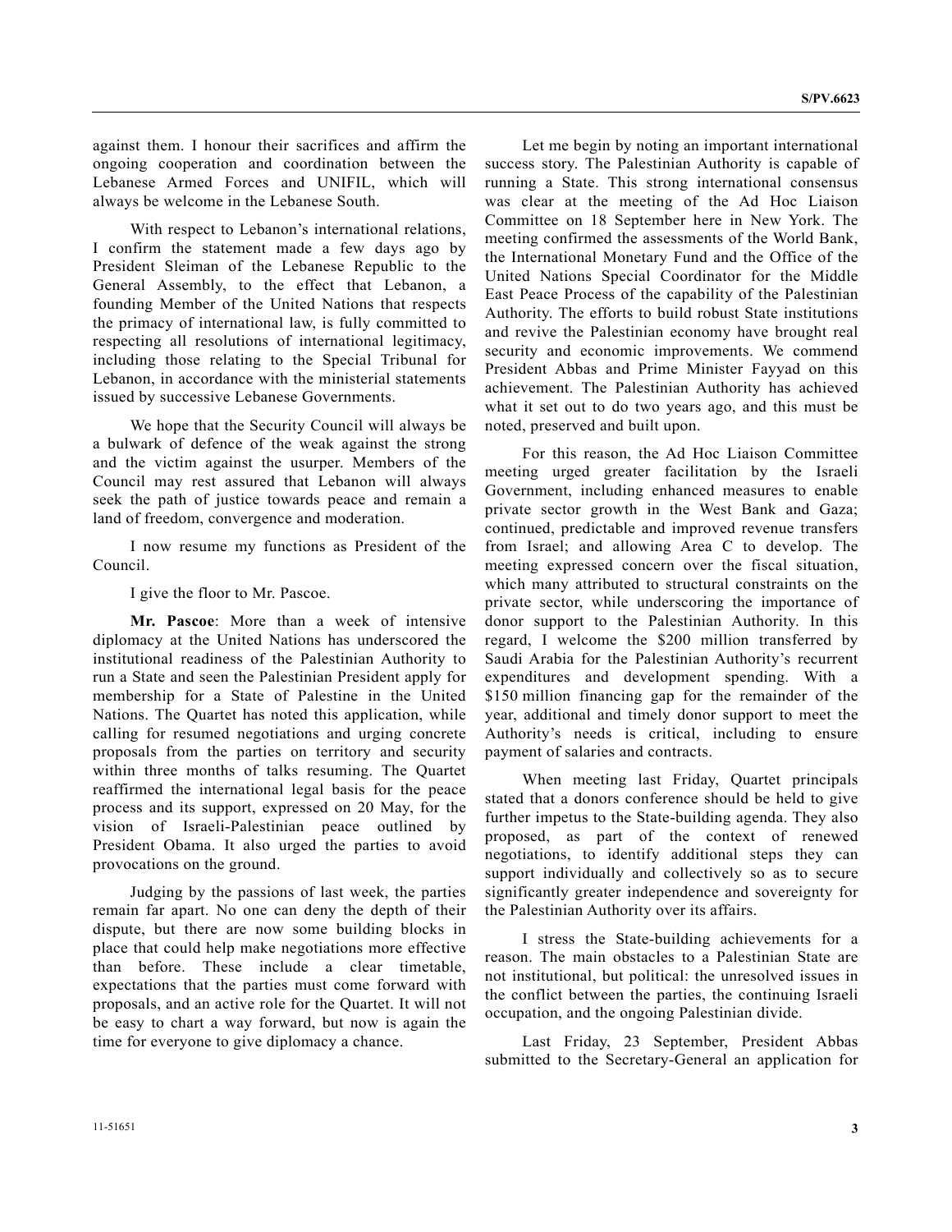against them. I honour their sacrifices and affirm the ongoing cooperation and coordination between the Lebanese Armed Forces and UNIFIL, which will always be welcome in the Lebanese South.

With respect to Lebanon's international relations, I confirm the statement made a few days ago by President Sleiman of the Lebanese Republic to the General Assembly, to the effect that Lebanon, a founding Member of the United Nations that respects the primacy of international law, is fully committed to respecting all resolutions of international legitimacy, including those relating to the Special Tribunal for Lebanon, in accordance with the ministerial statements issued by successive Lebanese Governments.

We hope that the Security Council will always be a bulwark of defence of the weak against the strong and the victim against the usurper. Members of the Council may rest assured that Lebanon will always seek the path of justice towards peace and remain a land of freedom, convergence and moderation.

I now resume my functions as President of the Council.

I give the floor to Mr. Pascoe.

**Mr. Pascoe**: More than a week of intensive diplomacy at the United Nations has underscored the institutional readiness of the Palestinian Authority to run a State and seen the Palestinian President apply for membership for a State of Palestine in the United Nations. The Quartet has noted this application, while calling for resumed negotiations and urging concrete proposals from the parties on territory and security within three months of talks resuming. The Quartet reaffirmed the international legal basis for the peace process and its support, expressed on 20 May, for the vision of Israeli-Palestinian peace outlined by President Obama. It also urged the parties to avoid provocations on the ground.

Judging by the passions of last week, the parties remain far apart. No one can deny the depth of their dispute, but there are now some building blocks in place that could help make negotiations more effective than before. These include a clear timetable, expectations that the parties must come forward with proposals, and an active role for the Quartet. It will not be easy to chart a way forward, but now is again the time for everyone to give diplomacy a chance.

Let me begin by noting an important international success story. The Palestinian Authority is capable of running a State. This strong international consensus was clear at the meeting of the Ad Hoc Liaison Committee on 18 September here in New York. The meeting confirmed the assessments of the World Bank, the International Monetary Fund and the Office of the United Nations Special Coordinator for the Middle East Peace Process of the capability of the Palestinian Authority. The efforts to build robust State institutions and revive the Palestinian economy have brought real security and economic improvements. We commend President Abbas and Prime Minister Fayyad on this achievement. The Palestinian Authority has achieved what it set out to do two years ago, and this must be noted, preserved and built upon.

For this reason, the Ad Hoc Liaison Committee meeting urged greater facilitation by the Israeli Government, including enhanced measures to enable private sector growth in the West Bank and Gaza; continued, predictable and improved revenue transfers from Israel; and allowing Area C to develop. The meeting expressed concern over the fiscal situation, which many attributed to structural constraints on the private sector, while underscoring the importance of donor support to the Palestinian Authority. In this regard, I welcome the $200 million transferred by Saudi Arabia for the Palestinian Authority's recurrent expenditures and development spending. With a $150 million financing gap for the remainder of the year, additional and timely donor support to meet the Authority's needs is critical, including to ensure payment of salaries and contracts.

When meeting last Friday, Quartet principals stated that a donors conference should be held to give further impetus to the State-building agenda. They also proposed, as part of the context of renewed negotiations, to identify additional steps they can support individually and collectively so as to secure significantly greater independence and sovereignty for the Palestinian Authority over its affairs.

I stress the State-building achievements for a reason. The main obstacles to a Palestinian State are not institutional, but political: the unresolved issues in the conflict between the parties, the continuing Israeli occupation, and the ongoing Palestinian divide.

Last Friday, 23 September, President Abbas submitted to the Secretary-General an application for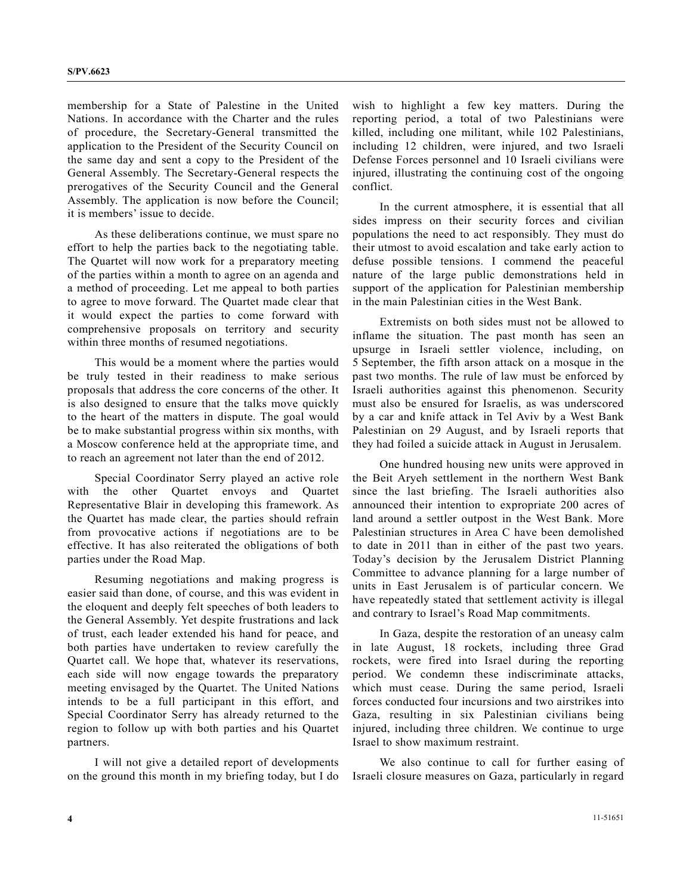membership for a State of Palestine in the United Nations. In accordance with the Charter and the rules of procedure, the Secretary-General transmitted the application to the President of the Security Council on the same day and sent a copy to the President of the General Assembly. The Secretary-General respects the prerogatives of the Security Council and the General Assembly. The application is now before the Council; it is members' issue to decide.

As these deliberations continue, we must spare no effort to help the parties back to the negotiating table. The Quartet will now work for a preparatory meeting of the parties within a month to agree on an agenda and a method of proceeding. Let me appeal to both parties to agree to move forward. The Quartet made clear that it would expect the parties to come forward with comprehensive proposals on territory and security within three months of resumed negotiations.

This would be a moment where the parties would be truly tested in their readiness to make serious proposals that address the core concerns of the other. It is also designed to ensure that the talks move quickly to the heart of the matters in dispute. The goal would be to make substantial progress within six months, with a Moscow conference held at the appropriate time, and to reach an agreement not later than the end of 2012.

Special Coordinator Serry played an active role with the other Quartet envoys and Quartet Representative Blair in developing this framework. As the Quartet has made clear, the parties should refrain from provocative actions if negotiations are to be effective. It has also reiterated the obligations of both parties under the Road Map.

Resuming negotiations and making progress is easier said than done, of course, and this was evident in the eloquent and deeply felt speeches of both leaders to the General Assembly. Yet despite frustrations and lack of trust, each leader extended his hand for peace, and both parties have undertaken to review carefully the Quartet call. We hope that, whatever its reservations, each side will now engage towards the preparatory meeting envisaged by the Quartet. The United Nations intends to be a full participant in this effort, and Special Coordinator Serry has already returned to the region to follow up with both parties and his Quartet partners.

I will not give a detailed report of developments on the ground this month in my briefing today, but I do wish to highlight a few key matters. During the reporting period, a total of two Palestinians were killed, including one militant, while 102 Palestinians, including 12 children, were injured, and two Israeli Defense Forces personnel and 10 Israeli civilians were injured, illustrating the continuing cost of the ongoing conflict.

In the current atmosphere, it is essential that all sides impress on their security forces and civilian populations the need to act responsibly. They must do their utmost to avoid escalation and take early action to defuse possible tensions. I commend the peaceful nature of the large public demonstrations held in support of the application for Palestinian membership in the main Palestinian cities in the West Bank.

Extremists on both sides must not be allowed to inflame the situation. The past month has seen an upsurge in Israeli settler violence, including, on 5 September, the fifth arson attack on a mosque in the past two months. The rule of law must be enforced by Israeli authorities against this phenomenon. Security must also be ensured for Israelis, as was underscored by a car and knife attack in Tel Aviv by a West Bank Palestinian on 29 August, and by Israeli reports that they had foiled a suicide attack in August in Jerusalem.

One hundred housing new units were approved in the Beit Aryeh settlement in the northern West Bank since the last briefing. The Israeli authorities also announced their intention to expropriate 200 acres of land around a settler outpost in the West Bank. More Palestinian structures in Area C have been demolished to date in 2011 than in either of the past two years. Today's decision by the Jerusalem District Planning Committee to advance planning for a large number of units in East Jerusalem is of particular concern. We have repeatedly stated that settlement activity is illegal and contrary to Israel's Road Map commitments.

In Gaza, despite the restoration of an uneasy calm in late August, 18 rockets, including three Grad rockets, were fired into Israel during the reporting period. We condemn these indiscriminate attacks, which must cease. During the same period, Israeli forces conducted four incursions and two airstrikes into Gaza, resulting in six Palestinian civilians being injured, including three children. We continue to urge Israel to show maximum restraint.

We also continue to call for further easing of Israeli closure measures on Gaza, particularly in regard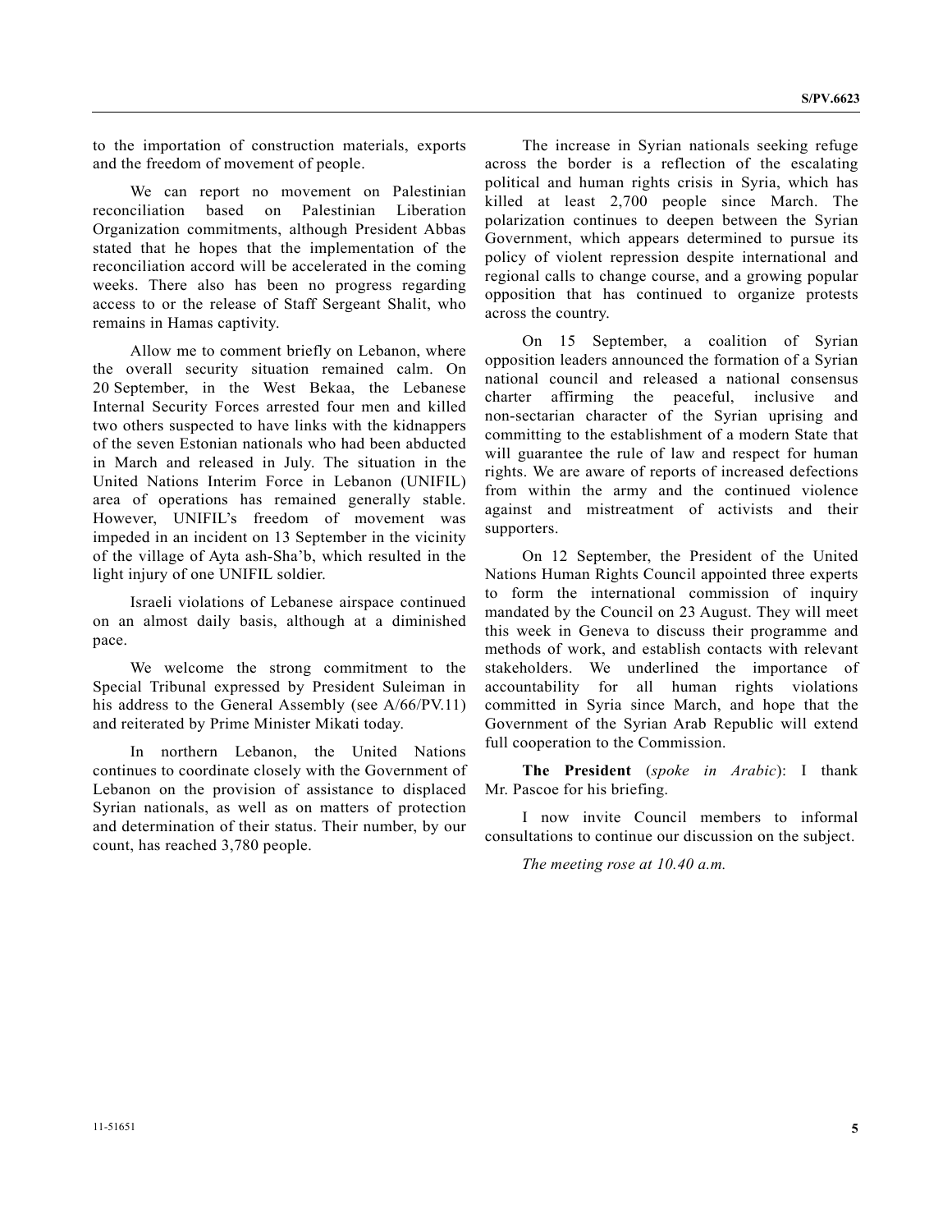to the importation of construction materials, exports and the freedom of movement of people.

We can report no movement on Palestinian reconciliation based on Palestinian Liberation Organization commitments, although President Abbas stated that he hopes that the implementation of the reconciliation accord will be accelerated in the coming weeks. There also has been no progress regarding access to or the release of Staff Sergeant Shalit, who remains in Hamas captivity.

Allow me to comment briefly on Lebanon, where the overall security situation remained calm. On 20 September, in the West Bekaa, the Lebanese Internal Security Forces arrested four men and killed two others suspected to have links with the kidnappers of the seven Estonian nationals who had been abducted in March and released in July. The situation in the United Nations Interim Force in Lebanon (UNIFIL) area of operations has remained generally stable. However, UNIFIL's freedom of movement was impeded in an incident on 13 September in the vicinity of the village of Ayta ash-Sha'b, which resulted in the light injury of one UNIFIL soldier.

Israeli violations of Lebanese airspace continued on an almost daily basis, although at a diminished pace.

We welcome the strong commitment to the Special Tribunal expressed by President Suleiman in his address to the General Assembly (see A/66/PV.11) and reiterated by Prime Minister Mikati today.

In northern Lebanon, the United Nations continues to coordinate closely with the Government of Lebanon on the provision of assistance to displaced Syrian nationals, as well as on matters of protection and determination of their status. Their number, by our count, has reached 3,780 people.

The increase in Syrian nationals seeking refuge across the border is a reflection of the escalating political and human rights crisis in Syria, which has killed at least 2,700 people since March. The polarization continues to deepen between the Syrian Government, which appears determined to pursue its policy of violent repression despite international and regional calls to change course, and a growing popular opposition that has continued to organize protests across the country.

On 15 September, a coalition of Syrian opposition leaders announced the formation of a Syrian national council and released a national consensus charter affirming the peaceful, inclusive and non-sectarian character of the Syrian uprising and committing to the establishment of a modern State that will guarantee the rule of law and respect for human rights. We are aware of reports of increased defections from within the army and the continued violence against and mistreatment of activists and their supporters.

On 12 September, the President of the United Nations Human Rights Council appointed three experts to form the international commission of inquiry mandated by the Council on 23 August. They will meet this week in Geneva to discuss their programme and methods of work, and establish contacts with relevant stakeholders. We underlined the importance of accountability for all human rights violations committed in Syria since March, and hope that the Government of the Syrian Arab Republic will extend full cooperation to the Commission.

**The President** (*spoke in Arabic*): I thank Mr. Pascoe for his briefing.

I now invite Council members to informal consultations to continue our discussion on the subject.

*The meeting rose at 10.40 a.m.*